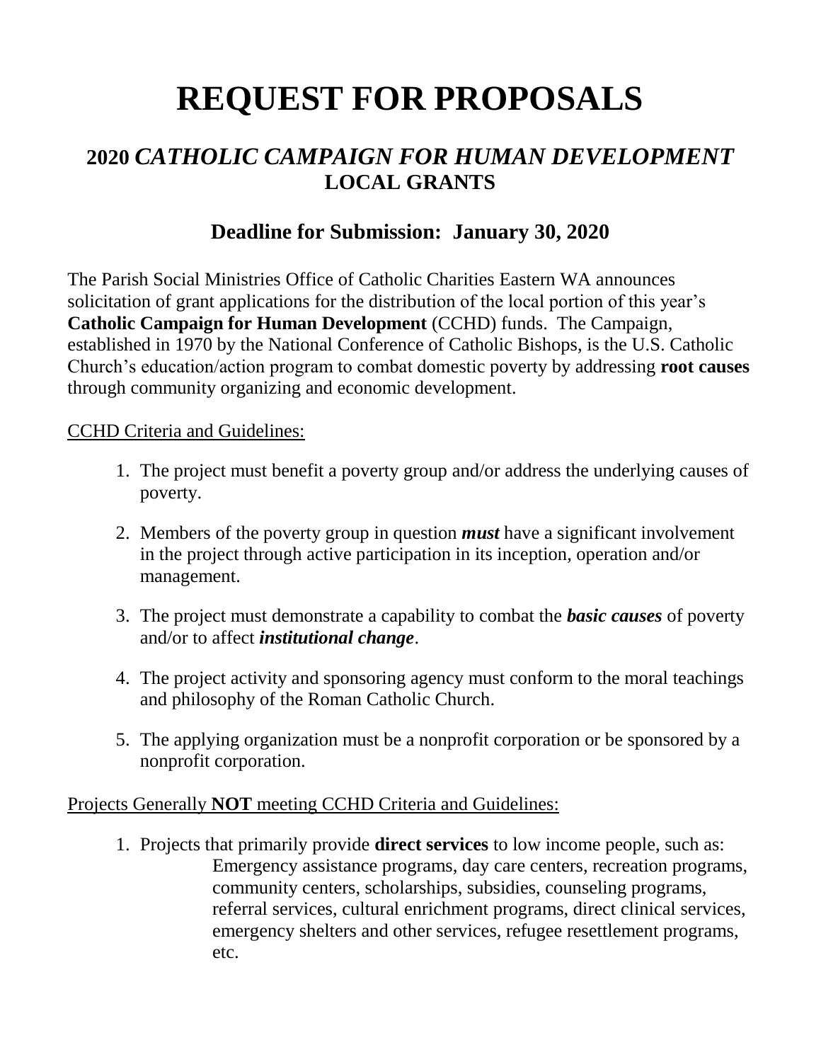# REQUEST FOR PROPOSALS

## 2020 *CATHOLIC CAMPAIGN FOR HUMAN DEVELOPMENT* LOCAL GRANTS

### Deadline for Submission: January 30, 2020

The Parish Social Ministries Office of Catholic Charities Eastern WA announces solicitation of grant applications for the distribution of the local portion of this year's **Catholic Campaign for Human Development** (CCHD) funds. The Campaign, established in 1970 by the National Conference of Catholic Bishops, is the U.S. Catholic Church's education/action program to combat domestic poverty by addressing **root causes** through community organizing and economic development.

<u>CCHD Criteria and Guidelines:</u>

1. The project must benefit a poverty group and/or address the underlying causes of poverty.
2. Members of the poverty group in question ***must*** have a significant involvement in the project through active participation in its inception, operation and/or management.
3. The project must demonstrate a capability to combat the ***basic causes*** of poverty and/or to affect ***institutional change***.
4. The project activity and sponsoring agency must conform to the moral teachings and philosophy of the Roman Catholic Church.
5. The applying organization must be a nonprofit corporation or be sponsored by a nonprofit corporation.

<u>Projects Generally **NOT** meeting CCHD Criteria and Guidelines:</u>

1. Projects that primarily provide **direct services** to low income people, such as:
   Emergency assistance programs, day care centers, recreation programs, community centers, scholarships, subsidies, counseling programs, referral services, cultural enrichment programs, direct clinical services, emergency shelters and other services, refugee resettlement programs, etc.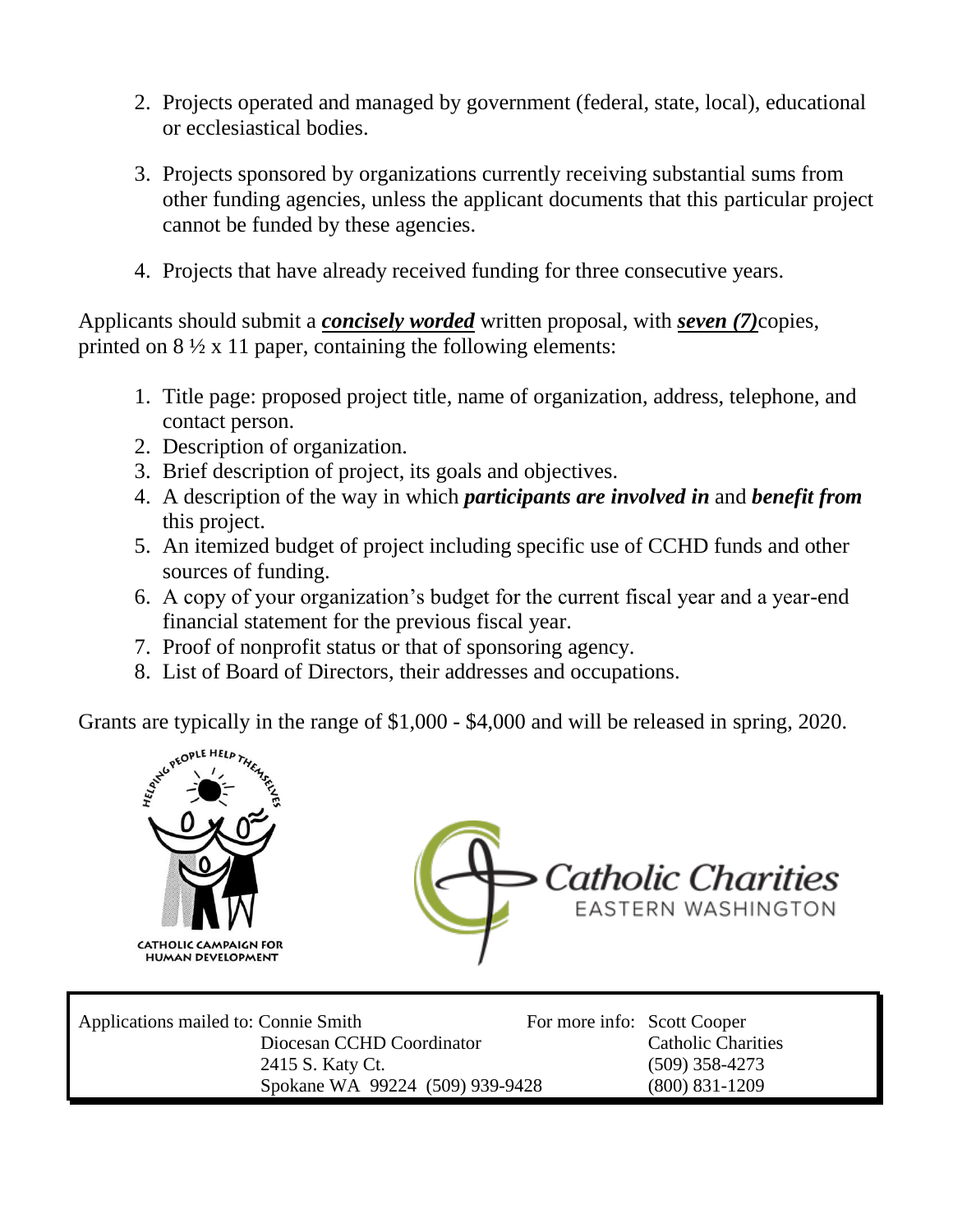2. Projects operated and managed by government (federal, state, local), educational or ecclesiastical bodies.

3. Projects sponsored by organizations currently receiving substantial sums from other funding agencies, unless the applicant documents that this particular project cannot be funded by these agencies.

4. Projects that have already received funding for three consecutive years.

Applicants should submit a ***concisely worded*** written proposal, with ***seven (7)***copies, printed on 8 ½ x 11 paper, containing the following elements:

1. Title page: proposed project title, name of organization, address, telephone, and contact person.
2. Description of organization.
3. Brief description of project, its goals and objectives.
4. A description of the way in which ***participants are involved in*** and ***benefit from*** this project.
5. An itemized budget of project including specific use of CCHD funds and other sources of funding.
6. A copy of your organization's budget for the current fiscal year and a year-end financial statement for the previous fiscal year.
7. Proof of nonprofit status or that of sponsoring agency.
8. List of Board of Directors, their addresses and occupations.

Grants are typically in the range of $1,000 - $4,000 and will be released in spring, 2020.

HELPING PEOPLE HELP THEMSELVES

CATHOLIC CAMPAIGN FOR HUMAN DEVELOPMENT

Catholic Charities
EASTERN WASHINGTON

| | |
|---|---|
| Applications mailed to: Connie Smith<br>Diocesan CCHD Coordinator<br>2415 S. Katy Ct.<br>Spokane WA 99224 (509) 939-9428 | For more info: Scott Cooper<br>Catholic Charities<br>(509) 358-4273<br>(800) 831-1209 |